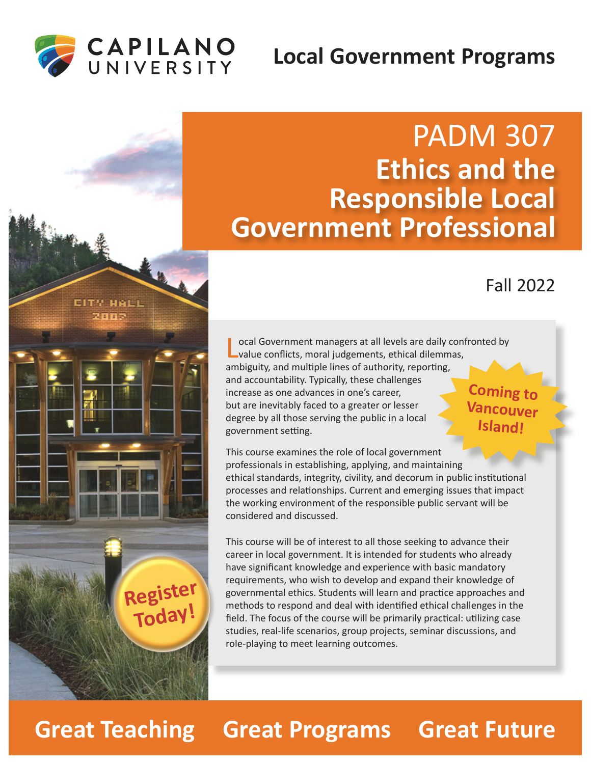CAPILANO UNIVERSITY

# Local Government Programs

# PADM 307
# Ethics and the Responsible Local Government Professional

Fall 2022

Local Government managers at all levels are daily confronted by value conflicts, moral judgements, ethical dilemmas, ambiguity, and multiple lines of authority, reporting, and accountability. Typically, these challenges increase as one advances in one's career, but are inevitably faced to a greater or lesser degree by all those serving the public in a local government setting.

**Coming to Vancouver Island!**

This course examines the role of local government professionals in establishing, applying, and maintaining ethical standards, integrity, civility, and decorum in public institutional processes and relationships. Current and emerging issues that impact the working environment of the responsible public servant will be considered and discussed.

This course will be of interest to all those seeking to advance their career in local government. It is intended for students who already have significant knowledge and experience with basic mandatory requirements, who wish to develop and expand their knowledge of governmental ethics. Students will learn and practice approaches and methods to respond and deal with identified ethical challenges in the field. The focus of the course will be primarily practical: utilizing case studies, real-life scenarios, group projects, seminar discussions, and role-playing to meet learning outcomes.

**Register Today!**

**Great Teaching Great Programs Great Future**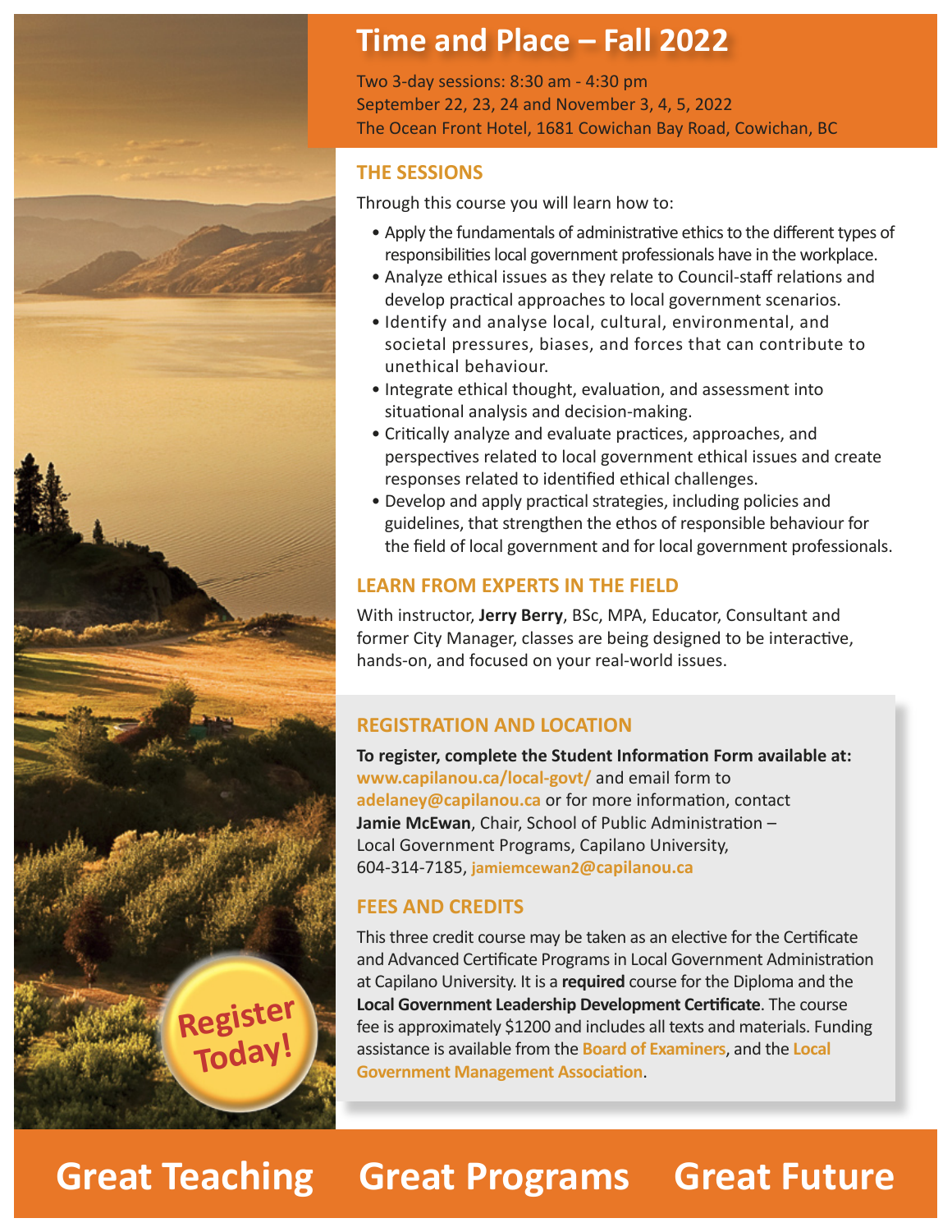# Time and Place – Fall 2022

Two 3-day sessions: 8:30 am - 4:30 pm
September 22, 23, 24 and November 3, 4, 5, 2022
The Ocean Front Hotel, 1681 Cowichan Bay Road, Cowichan, BC

## THE SESSIONS

Through this course you will learn how to:

- Apply the fundamentals of administrative ethics to the different types of responsibilities local government professionals have in the workplace.
- Analyze ethical issues as they relate to Council-staff relations and develop practical approaches to local government scenarios.
- Identify and analyse local, cultural, environmental, and societal pressures, biases, and forces that can contribute to unethical behaviour.
- Integrate ethical thought, evaluation, and assessment into situational analysis and decision-making.
- Critically analyze and evaluate practices, approaches, and perspectives related to local government ethical issues and create responses related to identified ethical challenges.
- Develop and apply practical strategies, including policies and guidelines, that strengthen the ethos of responsible behaviour for the field of local government and for local government professionals.

## LEARN FROM EXPERTS IN THE FIELD

With instructor, **Jerry Berry**, BSc, MPA, Educator, Consultant and former City Manager, classes are being designed to be interactive, hands-on, and focused on your real-world issues.

## REGISTRATION AND LOCATION

**To register, complete the Student Information Form available at:** **www.capilanou.ca/local-govt/** and email form to **adelaney@capilanou.ca** or for more information, contact **Jamie McEwan**, Chair, School of Public Administration – Local Government Programs, Capilano University, 604-314-7185, **jamiemcewan2@capilanou.ca**

## FEES AND CREDITS

This three credit course may be taken as an elective for the Certificate and Advanced Certificate Programs in Local Government Administration at Capilano University. It is a **required** course for the Diploma and the **Local Government Leadership Development Certificate**. The course fee is approximately $1200 and includes all texts and materials. Funding assistance is available from the **Board of Examiners**, and the **Local Government Management Association**.

Register Today!

**Great Teaching Great Programs Great Future**